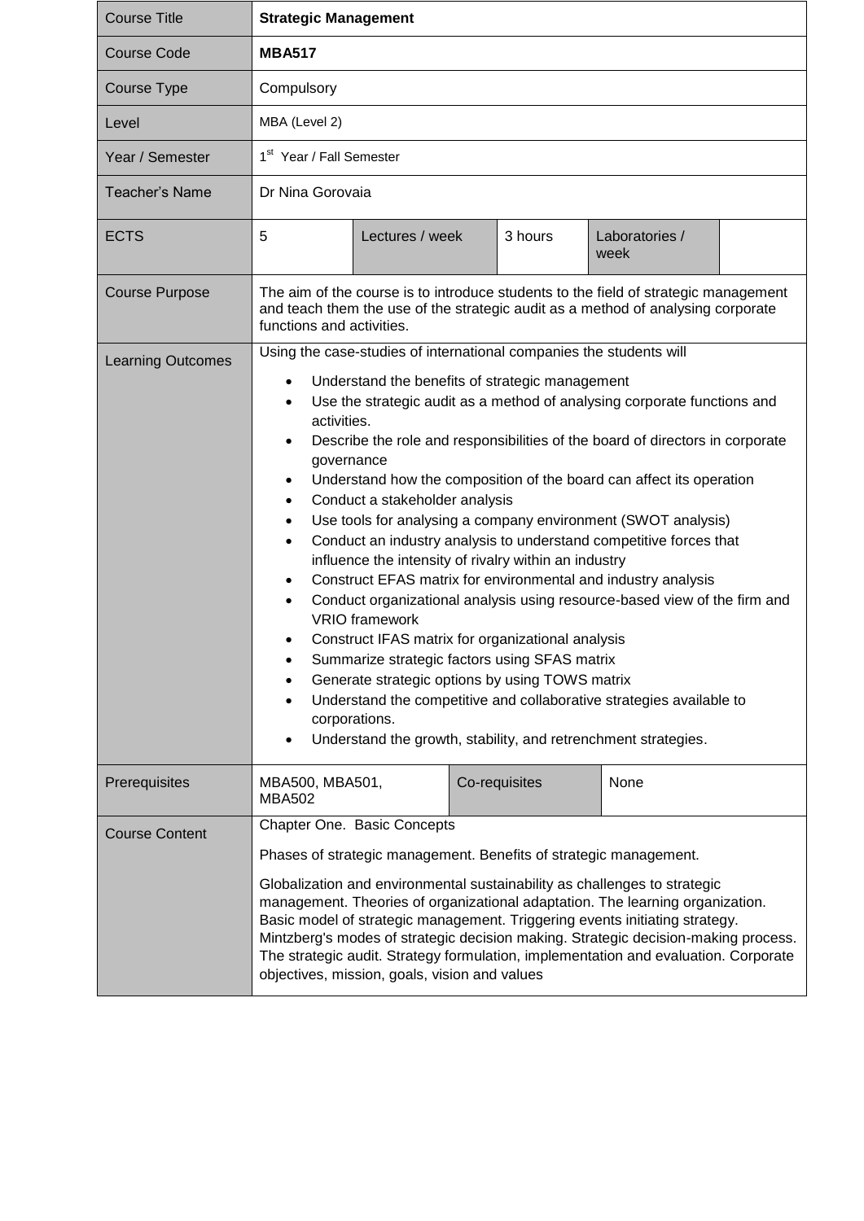| Course Title | **Strategic Management** | | | | |
|---|---|---|---|---|---|
| Course Code | **MBA517** | | | | |
| Course Type | Compulsory | | | | |
| Level | MBA (Level 2) | | | | |
| Year / Semester | 1st Year / Fall Semester | | | | |
| Teacher's Name | Dr Nina Gorovaia | | | | |
| ECTS | 5 | Lectures / week | 3 hours | Laboratories / week | |
| Course Purpose | The aim of the course is to introduce students to the field of strategic management and teach them the use of the strategic audit as a method of analysing corporate functions and activities. | | | | |
| Learning Outcomes | Using the case-studies of international companies the students will<br>• Understand the benefits of strategic management<br>• Use the strategic audit as a method of analysing corporate functions and activities.<br>• Describe the role and responsibilities of the board of directors in corporate governance<br>• Understand how the composition of the board can affect its operation<br>• Conduct a stakeholder analysis<br>• Use tools for analysing a company environment (SWOT analysis)<br>• Conduct an industry analysis to understand competitive forces that influence the intensity of rivalry within an industry<br>• Construct EFAS matrix for environmental and industry analysis<br>• Conduct organizational analysis using resource-based view of the firm and VRIO framework<br>• Construct IFAS matrix for organizational analysis<br>• Summarize strategic factors using SFAS matrix<br>• Generate strategic options by using TOWS matrix<br>• Understand the competitive and collaborative strategies available to corporations.<br>• Understand the growth, stability, and retrenchment strategies. | | | | |
| Prerequisites | MBA500, MBA501, MBA502 | | Co-requisites | None | |
| Course Content | Chapter One. Basic Concepts<br><br>Phases of strategic management. Benefits of strategic management.<br><br>Globalization and environmental sustainability as challenges to strategic management. Theories of organizational adaptation. The learning organization. Basic model of strategic management. Triggering events initiating strategy. Mintzberg's modes of strategic decision making. Strategic decision-making process. The strategic audit. Strategy formulation, implementation and evaluation. Corporate objectives, mission, goals, vision and values | | | | |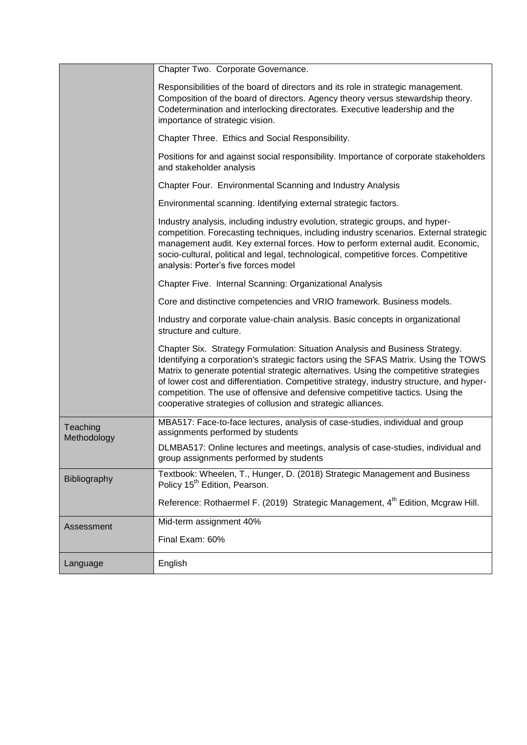| | |
|---|---|
| | Chapter Two. Corporate Governance.<br><br>Responsibilities of the board of directors and its role in strategic management. Composition of the board of directors. Agency theory versus stewardship theory. Codetermination and interlocking directorates. Executive leadership and the importance of strategic vision.<br><br>Chapter Three. Ethics and Social Responsibility.<br><br>Positions for and against social responsibility. Importance of corporate stakeholders and stakeholder analysis<br><br>Chapter Four. Environmental Scanning and Industry Analysis<br><br>Environmental scanning. Identifying external strategic factors.<br><br>Industry analysis, including industry evolution, strategic groups, and hyper-competition. Forecasting techniques, including industry scenarios. External strategic management audit. Key external forces. How to perform external audit. Economic, socio-cultural, political and legal, technological, competitive forces. Competitive analysis: Porter's five forces model<br><br>Chapter Five. Internal Scanning: Organizational Analysis<br><br>Core and distinctive competencies and VRIO framework. Business models.<br><br>Industry and corporate value-chain analysis. Basic concepts in organizational structure and culture.<br><br>Chapter Six. Strategy Formulation: Situation Analysis and Business Strategy. Identifying a corporation's strategic factors using the SFAS Matrix. Using the TOWS Matrix to generate potential strategic alternatives. Using the competitive strategies of lower cost and differentiation. Competitive strategy, industry structure, and hyper-competition. The use of offensive and defensive competitive tactics. Using the cooperative strategies of collusion and strategic alliances. |
| Teaching Methodology | MBA517: Face-to-face lectures, analysis of case-studies, individual and group assignments performed by students<br><br>DLMBA517: Online lectures and meetings, analysis of case-studies, individual and group assignments performed by students |
| Bibliography | Textbook: Wheelen, T., Hunger, D. (2018) Strategic Management and Business Policy 15th Edition, Pearson.<br><br>Reference: Rothaermel F. (2019) Strategic Management, 4th Edition, Mcgraw Hill. |
| Assessment | Mid-term assignment 40%<br><br>Final Exam: 60% |
| Language | English |